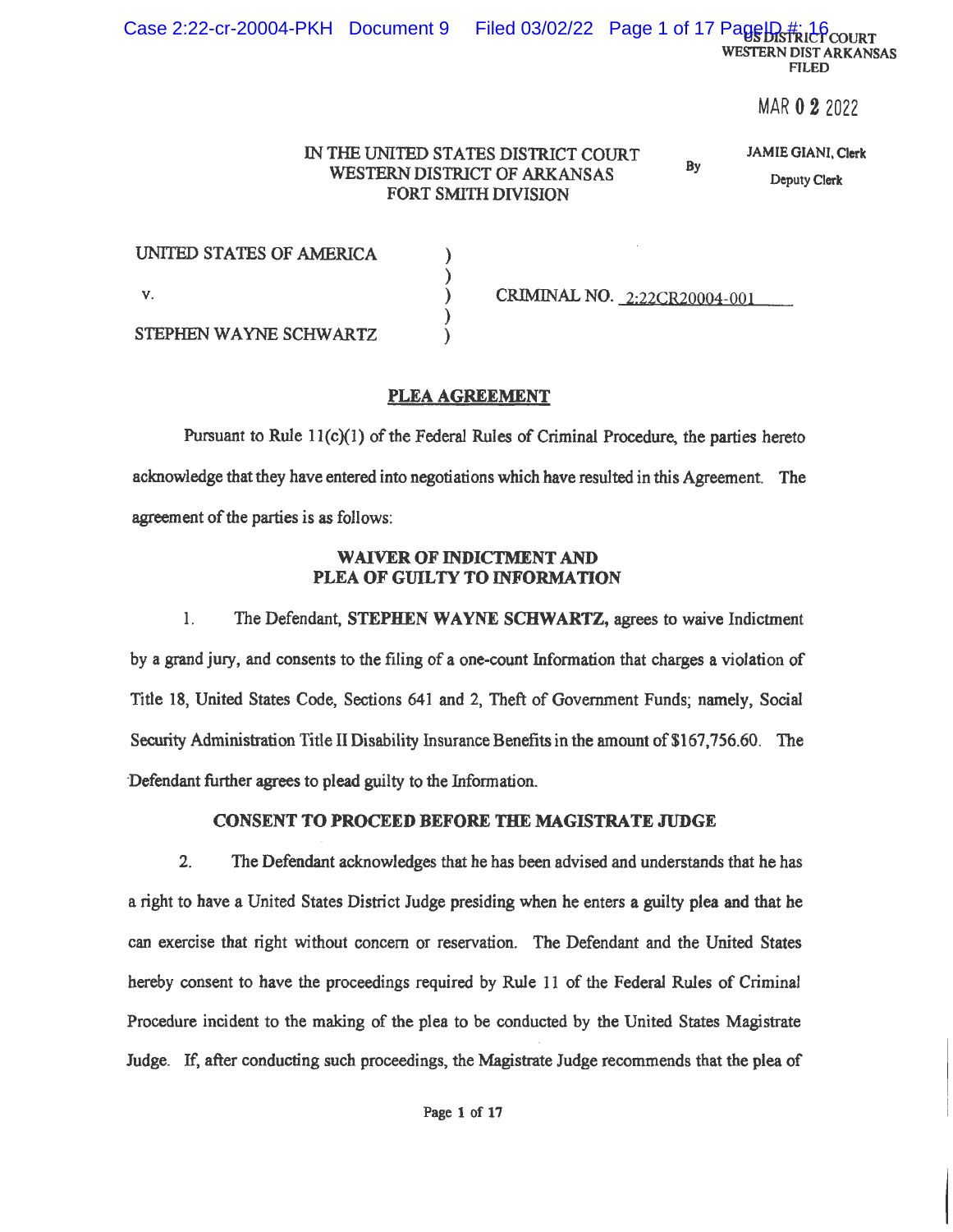US DISTRICT COURT
WESTERN DIST ARKANSAS
FILED

MAR 02 2022

JAMIE GIANI, Clerk
By
Deputy Clerk

IN THE UNITED STATES DISTRICT COURT
WESTERN DISTRICT OF ARKANSAS
FORT SMITH DIVISION

UNITED STATES OF AMERICA )
 )
v. ) CRIMINAL NO. 2:22CR20004-001
 )
STEPHEN WAYNE SCHWARTZ )

## PLEA AGREEMENT

Pursuant to Rule 11(c)(1) of the Federal Rules of Criminal Procedure, the parties hereto acknowledge that they have entered into negotiations which have resulted in this Agreement. The agreement of the parties is as follows:

### WAIVER OF INDICTMENT AND PLEA OF GUILTY TO INFORMATION

1. The Defendant, **STEPHEN WAYNE SCHWARTZ,** agrees to waive Indictment by a grand jury, and consents to the filing of a one-count Information that charges a violation of Title 18, United States Code, Sections 641 and 2, Theft of Government Funds; namely, Social Security Administration Title II Disability Insurance Benefits in the amount of $167,756.60. The Defendant further agrees to plead guilty to the Information.

### CONSENT TO PROCEED BEFORE THE MAGISTRATE JUDGE

2. The Defendant acknowledges that he has been advised and understands that he has a right to have a United States District Judge presiding when he enters a guilty plea and that he can exercise that right without concern or reservation. The Defendant and the United States hereby consent to have the proceedings required by Rule 11 of the Federal Rules of Criminal Procedure incident to the making of the plea to be conducted by the United States Magistrate Judge. If, after conducting such proceedings, the Magistrate Judge recommends that the plea of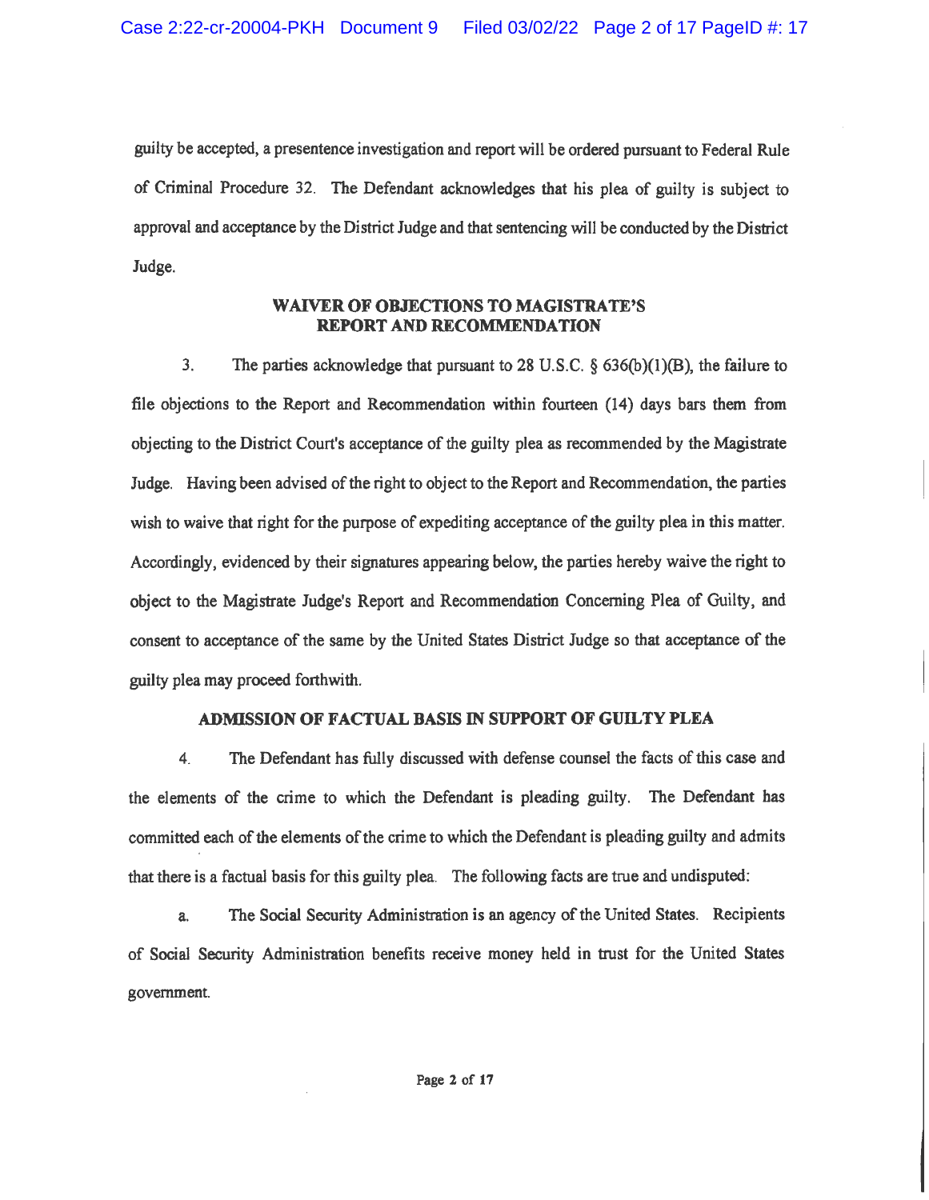guilty be accepted, a presentence investigation and report will be ordered pursuant to Federal Rule of Criminal Procedure 32. The Defendant acknowledges that his plea of guilty is subject to approval and acceptance by the District Judge and that sentencing will be conducted by the District Judge.

## WAIVER OF OBJECTIONS TO MAGISTRATE'S REPORT AND RECOMMENDATION

3. The parties acknowledge that pursuant to 28 U.S.C. § 636(b)(1)(B), the failure to file objections to the Report and Recommendation within fourteen (14) days bars them from objecting to the District Court's acceptance of the guilty plea as recommended by the Magistrate Judge. Having been advised of the right to object to the Report and Recommendation, the parties wish to waive that right for the purpose of expediting acceptance of the guilty plea in this matter. Accordingly, evidenced by their signatures appearing below, the parties hereby waive the right to object to the Magistrate Judge's Report and Recommendation Concerning Plea of Guilty, and consent to acceptance of the same by the United States District Judge so that acceptance of the guilty plea may proceed forthwith.

## ADMISSION OF FACTUAL BASIS IN SUPPORT OF GUILTY PLEA

4. The Defendant has fully discussed with defense counsel the facts of this case and the elements of the crime to which the Defendant is pleading guilty. The Defendant has committed each of the elements of the crime to which the Defendant is pleading guilty and admits that there is a factual basis for this guilty plea. The following facts are true and undisputed:

a. The Social Security Administration is an agency of the United States. Recipients of Social Security Administration benefits receive money held in trust for the United States government.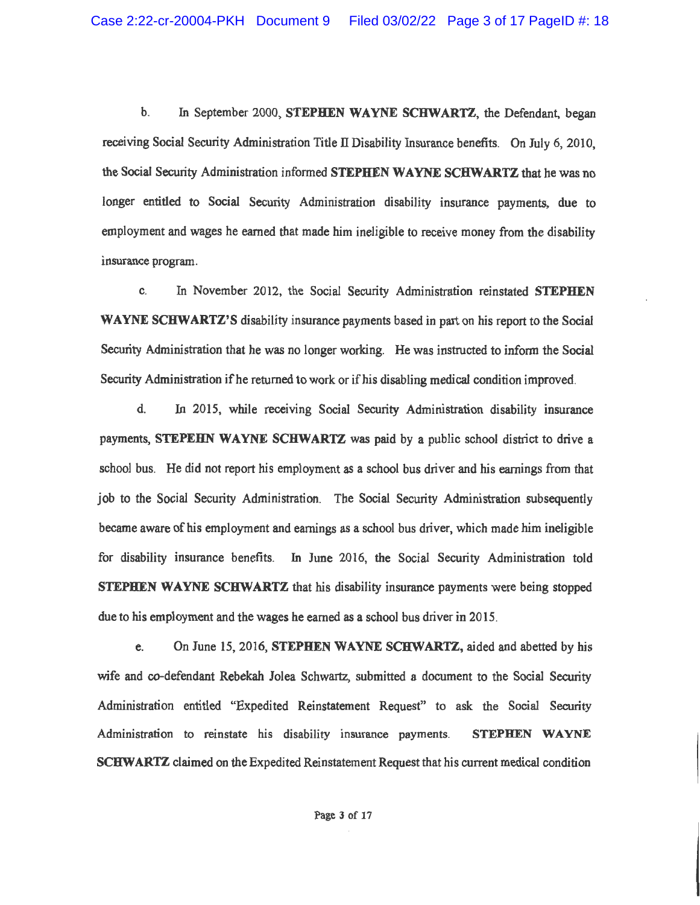b. In September 2000, **STEPHEN WAYNE SCHWARTZ**, the Defendant, began receiving Social Security Administration Title II Disability Insurance benefits. On July 6, 2010, the Social Security Administration informed **STEPHEN WAYNE SCHWARTZ** that he was no longer entitled to Social Security Administration disability insurance payments, due to employment and wages he earned that made him ineligible to receive money from the disability insurance program.

c. In November 2012, the Social Security Administration reinstated **STEPHEN WAYNE SCHWARTZ'S** disability insurance payments based in part on his report to the Social Security Administration that he was no longer working. He was instructed to inform the Social Security Administration if he returned to work or if his disabling medical condition improved.

d. In 2015, while receiving Social Security Administration disability insurance payments, **STEPEHN WAYNE SCHWARTZ** was paid by a public school district to drive a school bus. He did not report his employment as a school bus driver and his earnings from that job to the Social Security Administration. The Social Security Administration subsequently became aware of his employment and earnings as a school bus driver, which made him ineligible for disability insurance benefits. In June 2016, the Social Security Administration told **STEPHEN WAYNE SCHWARTZ** that his disability insurance payments were being stopped due to his employment and the wages he earned as a school bus driver in 2015.

e. On June 15, 2016, **STEPHEN WAYNE SCHWARTZ,** aided and abetted by his wife and co-defendant Rebekah Jolea Schwartz, submitted a document to the Social Security Administration entitled "Expedited Reinstatement Request" to ask the Social Security Administration to reinstate his disability insurance payments. **STEPHEN WAYNE SCHWARTZ** claimed on the Expedited Reinstatement Request that his current medical condition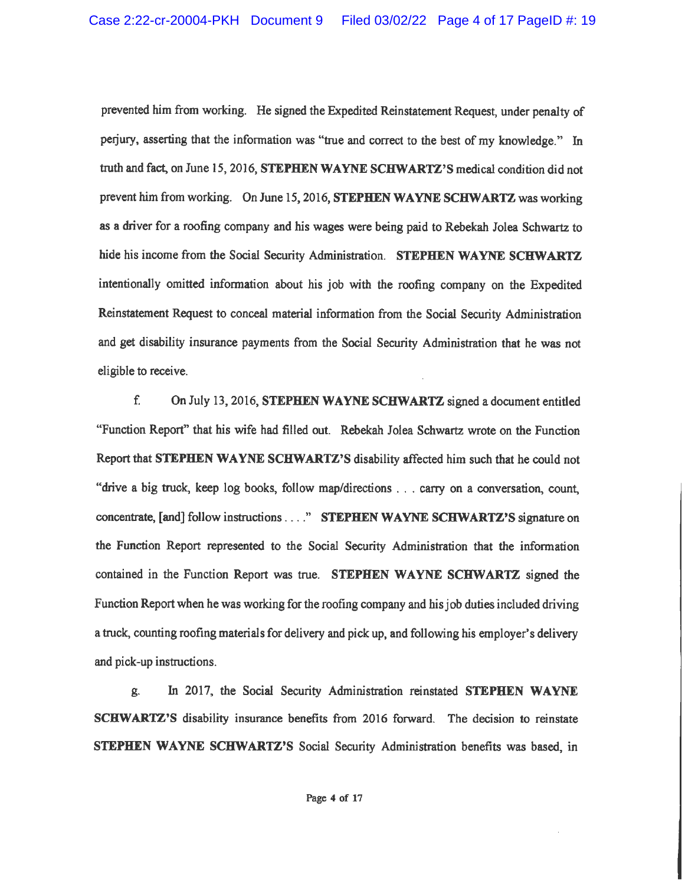prevented him from working. He signed the Expedited Reinstatement Request, under penalty of perjury, asserting that the information was "true and correct to the best of my knowledge." In truth and fact, on June 15, 2016, **STEPHEN WAYNE SCHWARTZ'S** medical condition did not prevent him from working. On June 15, 2016, **STEPHEN WAYNE SCHWARTZ** was working as a driver for a roofing company and his wages were being paid to Rebekah Jolea Schwartz to hide his income from the Social Security Administration. **STEPHEN WAYNE SCHWARTZ** intentionally omitted information about his job with the roofing company on the Expedited Reinstatement Request to conceal material information from the Social Security Administration and get disability insurance payments from the Social Security Administration that he was not eligible to receive.

f. On July 13, 2016, **STEPHEN WAYNE SCHWARTZ** signed a document entitled "Function Report" that his wife had filled out. Rebekah Jolea Schwartz wrote on the Function Report that **STEPHEN WAYNE SCHWARTZ'S** disability affected him such that he could not "drive a big truck, keep log books, follow map/directions . . . carry on a conversation, count, concentrate, [and] follow instructions . . . ." **STEPHEN WAYNE SCHWARTZ'S** signature on the Function Report represented to the Social Security Administration that the information contained in the Function Report was true. **STEPHEN WAYNE SCHWARTZ** signed the Function Report when he was working for the roofing company and his job duties included driving a truck, counting roofing materials for delivery and pick up, and following his employer's delivery and pick-up instructions.

g. In 2017, the Social Security Administration reinstated **STEPHEN WAYNE SCHWARTZ'S** disability insurance benefits from 2016 forward. The decision to reinstate **STEPHEN WAYNE SCHWARTZ'S** Social Security Administration benefits was based, in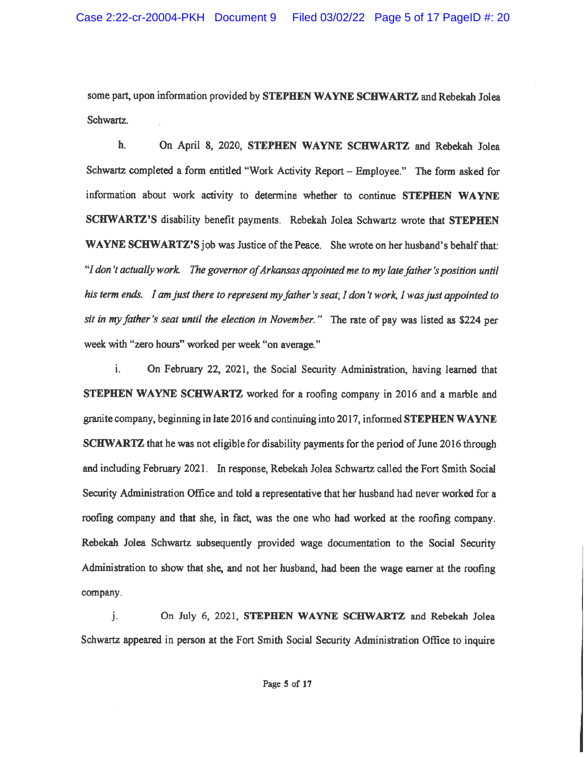some part, upon information provided by **STEPHEN WAYNE SCHWARTZ** and Rebekah Jolea Schwartz.

h. On April 8, 2020, **STEPHEN WAYNE SCHWARTZ** and Rebekah Jolea Schwartz completed a form entitled "Work Activity Report – Employee." The form asked for information about work activity to determine whether to continue **STEPHEN WAYNE SCHWARTZ'S** disability benefit payments. Rebekah Jolea Schwartz wrote that **STEPHEN WAYNE SCHWARTZ'S** job was Justice of the Peace. She wrote on her husband's behalf that: "*I don't actually work. The governor of Arkansas appointed me to my late father's position until his term ends. I am just there to represent my father's seat; I don't work, I was just appointed to sit in my father's seat until the election in November.*" The rate of pay was listed as $224 per week with "zero hours" worked per week "on average."

i. On February 22, 2021, the Social Security Administration, having learned that **STEPHEN WAYNE SCHWARTZ** worked for a roofing company in 2016 and a marble and granite company, beginning in late 2016 and continuing into 2017, informed **STEPHEN WAYNE SCHWARTZ** that he was not eligible for disability payments for the period of June 2016 through and including February 2021. In response, Rebekah Jolea Schwartz called the Fort Smith Social Security Administration Office and told a representative that her husband had never worked for a roofing company and that she, in fact, was the one who had worked at the roofing company. Rebekah Jolea Schwartz subsequently provided wage documentation to the Social Security Administration to show that she, and not her husband, had been the wage earner at the roofing company.

j. On July 6, 2021, **STEPHEN WAYNE SCHWARTZ** and Rebekah Jolea Schwartz appeared in person at the Fort Smith Social Security Administration Office to inquire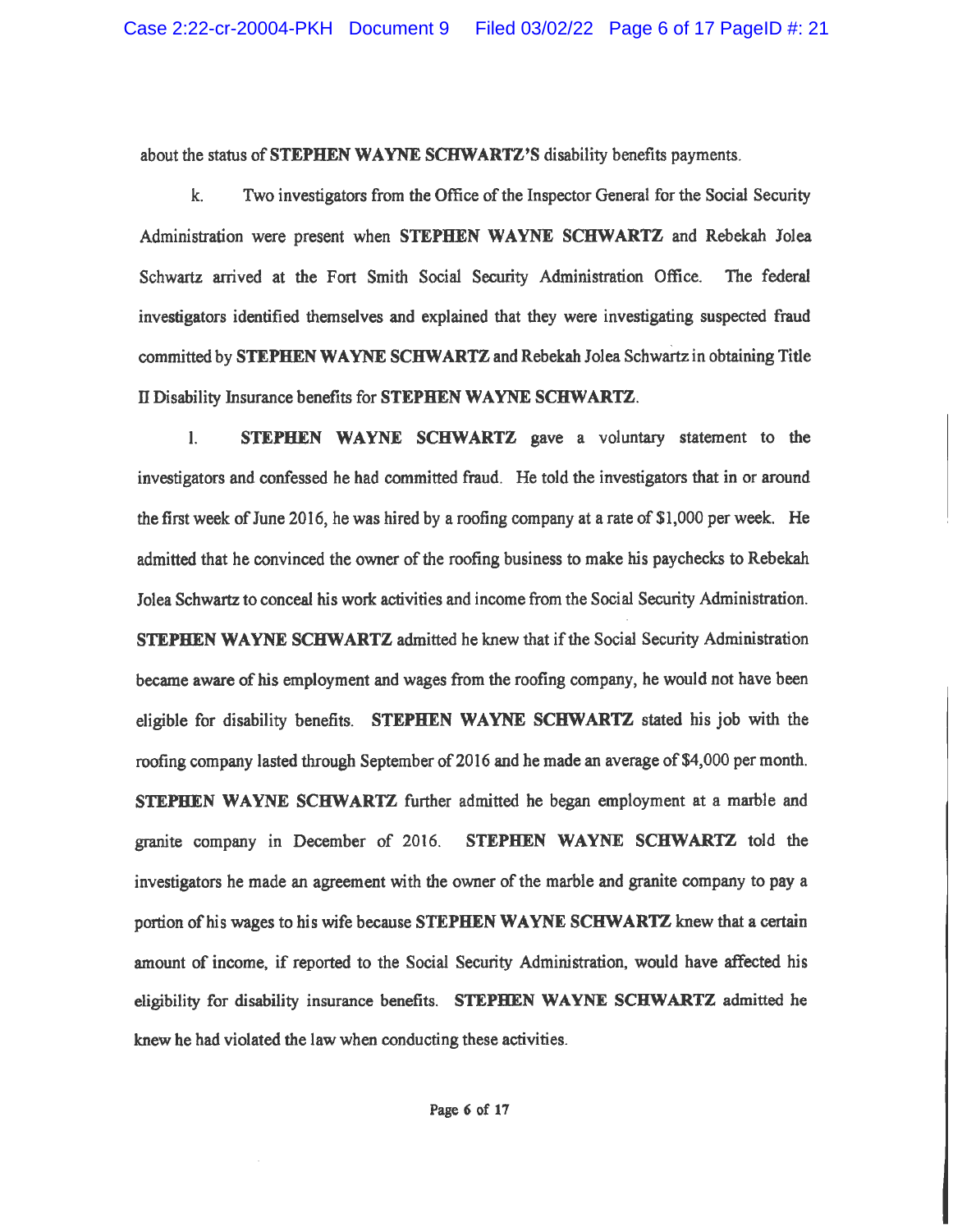about the status of **STEPHEN WAYNE SCHWARTZ'S** disability benefits payments.

k. Two investigators from the Office of the Inspector General for the Social Security Administration were present when **STEPHEN WAYNE SCHWARTZ** and Rebekah Jolea Schwartz arrived at the Fort Smith Social Security Administration Office. The federal investigators identified themselves and explained that they were investigating suspected fraud committed by **STEPHEN WAYNE SCHWARTZ** and Rebekah Jolea Schwartz in obtaining Title II Disability Insurance benefits for **STEPHEN WAYNE SCHWARTZ**.

l. **STEPHEN WAYNE SCHWARTZ** gave a voluntary statement to the investigators and confessed he had committed fraud. He told the investigators that in or around the first week of June 2016, he was hired by a roofing company at a rate of $1,000 per week. He admitted that he convinced the owner of the roofing business to make his paychecks to Rebekah Jolea Schwartz to conceal his work activities and income from the Social Security Administration. **STEPHEN WAYNE SCHWARTZ** admitted he knew that if the Social Security Administration became aware of his employment and wages from the roofing company, he would not have been eligible for disability benefits. **STEPHEN WAYNE SCHWARTZ** stated his job with the roofing company lasted through September of 2016 and he made an average of $4,000 per month. **STEPHEN WAYNE SCHWARTZ** further admitted he began employment at a marble and granite company in December of 2016. **STEPHEN WAYNE SCHWARTZ** told the investigators he made an agreement with the owner of the marble and granite company to pay a portion of his wages to his wife because **STEPHEN WAYNE SCHWARTZ** knew that a certain amount of income, if reported to the Social Security Administration, would have affected his eligibility for disability insurance benefits. **STEPHEN WAYNE SCHWARTZ** admitted he knew he had violated the law when conducting these activities.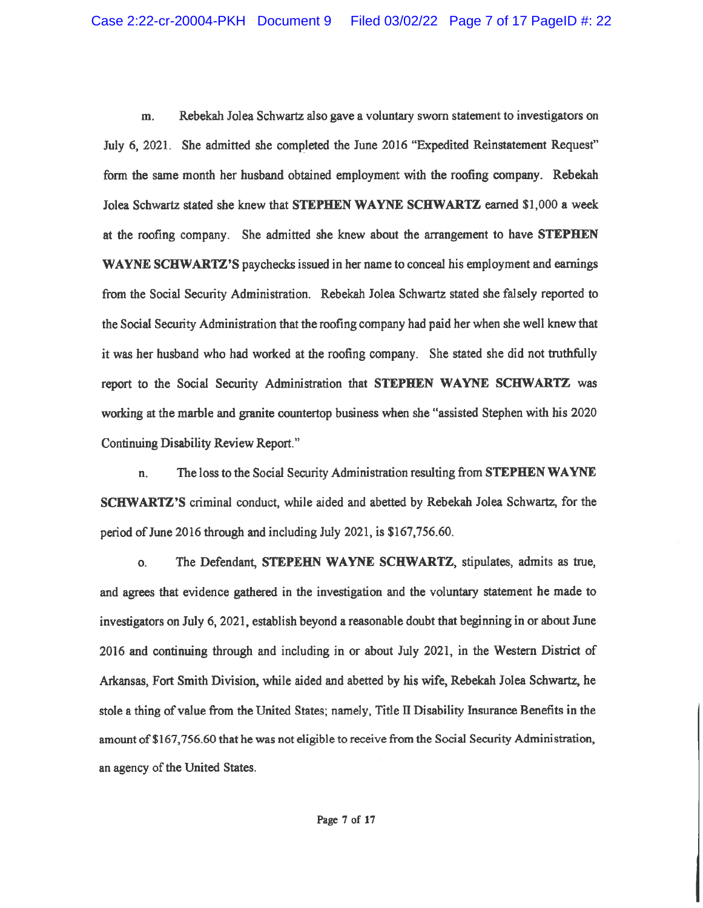m. Rebekah Jolea Schwartz also gave a voluntary sworn statement to investigators on July 6, 2021. She admitted she completed the June 2016 "Expedited Reinstatement Request" form the same month her husband obtained employment with the roofing company. Rebekah Jolea Schwartz stated she knew that **STEPHEN WAYNE SCHWARTZ** earned $1,000 a week at the roofing company. She admitted she knew about the arrangement to have **STEPHEN WAYNE SCHWARTZ'S** paychecks issued in her name to conceal his employment and earnings from the Social Security Administration. Rebekah Jolea Schwartz stated she falsely reported to the Social Security Administration that the roofing company had paid her when she well knew that it was her husband who had worked at the roofing company. She stated she did not truthfully report to the Social Security Administration that **STEPHEN WAYNE SCHWARTZ** was working at the marble and granite countertop business when she "assisted Stephen with his 2020 Continuing Disability Review Report."

n. The loss to the Social Security Administration resulting from **STEPHEN WAYNE SCHWARTZ'S** criminal conduct, while aided and abetted by Rebekah Jolea Schwartz, for the period of June 2016 through and including July 2021, is $167,756.60.

o. The Defendant, **STEPEHN WAYNE SCHWARTZ**, stipulates, admits as true, and agrees that evidence gathered in the investigation and the voluntary statement he made to investigators on July 6, 2021, establish beyond a reasonable doubt that beginning in or about June 2016 and continuing through and including in or about July 2021, in the Western District of Arkansas, Fort Smith Division, while aided and abetted by his wife, Rebekah Jolea Schwartz, he stole a thing of value from the United States; namely, Title II Disability Insurance Benefits in the amount of $167,756.60 that he was not eligible to receive from the Social Security Administration, an agency of the United States.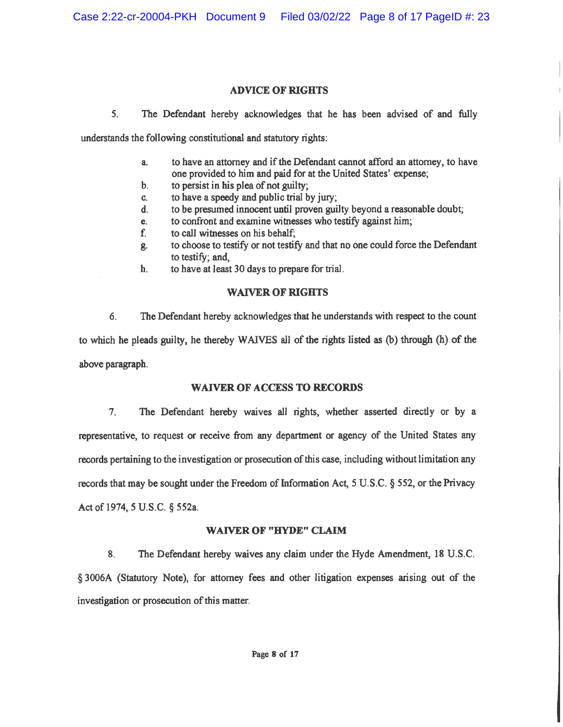## ADVICE OF RIGHTS

5. The Defendant hereby acknowledges that he has been advised of and fully understands the following constitutional and statutory rights:

a. to have an attorney and if the Defendant cannot afford an attorney, to have one provided to him and paid for at the United States' expense;
b. to persist in his plea of not guilty;
c. to have a speedy and public trial by jury;
d. to be presumed innocent until proven guilty beyond a reasonable doubt;
e. to confront and examine witnesses who testify against him;
f. to call witnesses on his behalf;
g. to choose to testify or not testify and that no one could force the Defendant to testify; and,
h. to have at least 30 days to prepare for trial.

## WAIVER OF RIGHTS

6. The Defendant hereby acknowledges that he understands with respect to the count to which he pleads guilty, he thereby WAIVES all of the rights listed as (b) through (h) of the above paragraph.

## WAIVER OF ACCESS TO RECORDS

7. The Defendant hereby waives all rights, whether asserted directly or by a representative, to request or receive from any department or agency of the United States any records pertaining to the investigation or prosecution of this case, including without limitation any records that may be sought under the Freedom of Information Act, 5 U.S.C. § 552, or the Privacy Act of 1974, 5 U.S.C. § 552a.

## WAIVER OF "HYDE" CLAIM

8. The Defendant hereby waives any claim under the Hyde Amendment, 18 U.S.C. § 3006A (Statutory Note), for attorney fees and other litigation expenses arising out of the investigation or prosecution of this matter.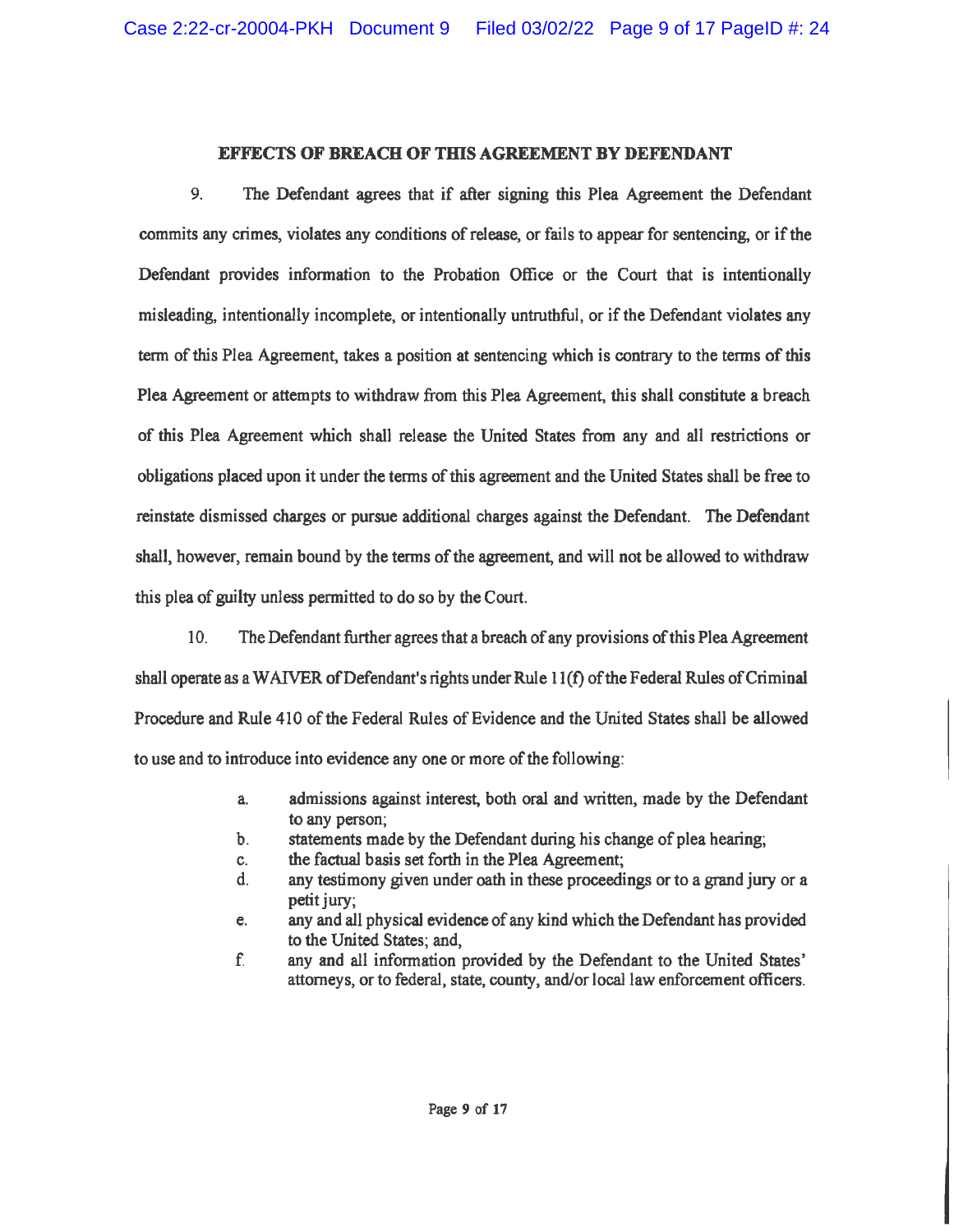## EFFECTS OF BREACH OF THIS AGREEMENT BY DEFENDANT

9. The Defendant agrees that if after signing this Plea Agreement the Defendant commits any crimes, violates any conditions of release, or fails to appear for sentencing, or if the Defendant provides information to the Probation Office or the Court that is intentionally misleading, intentionally incomplete, or intentionally untruthful, or if the Defendant violates any term of this Plea Agreement, takes a position at sentencing which is contrary to the terms of this Plea Agreement or attempts to withdraw from this Plea Agreement, this shall constitute a breach of this Plea Agreement which shall release the United States from any and all restrictions or obligations placed upon it under the terms of this agreement and the United States shall be free to reinstate dismissed charges or pursue additional charges against the Defendant. The Defendant shall, however, remain bound by the terms of the agreement, and will not be allowed to withdraw this plea of guilty unless permitted to do so by the Court.

10. The Defendant further agrees that a breach of any provisions of this Plea Agreement shall operate as a WAIVER of Defendant's rights under Rule 11(f) of the Federal Rules of Criminal Procedure and Rule 410 of the Federal Rules of Evidence and the United States shall be allowed to use and to introduce into evidence any one or more of the following:

a. admissions against interest, both oral and written, made by the Defendant to any person;
b. statements made by the Defendant during his change of plea hearing;
c. the factual basis set forth in the Plea Agreement;
d. any testimony given under oath in these proceedings or to a grand jury or a petit jury;
e. any and all physical evidence of any kind which the Defendant has provided to the United States; and,
f. any and all information provided by the Defendant to the United States' attorneys, or to federal, state, county, and/or local law enforcement officers.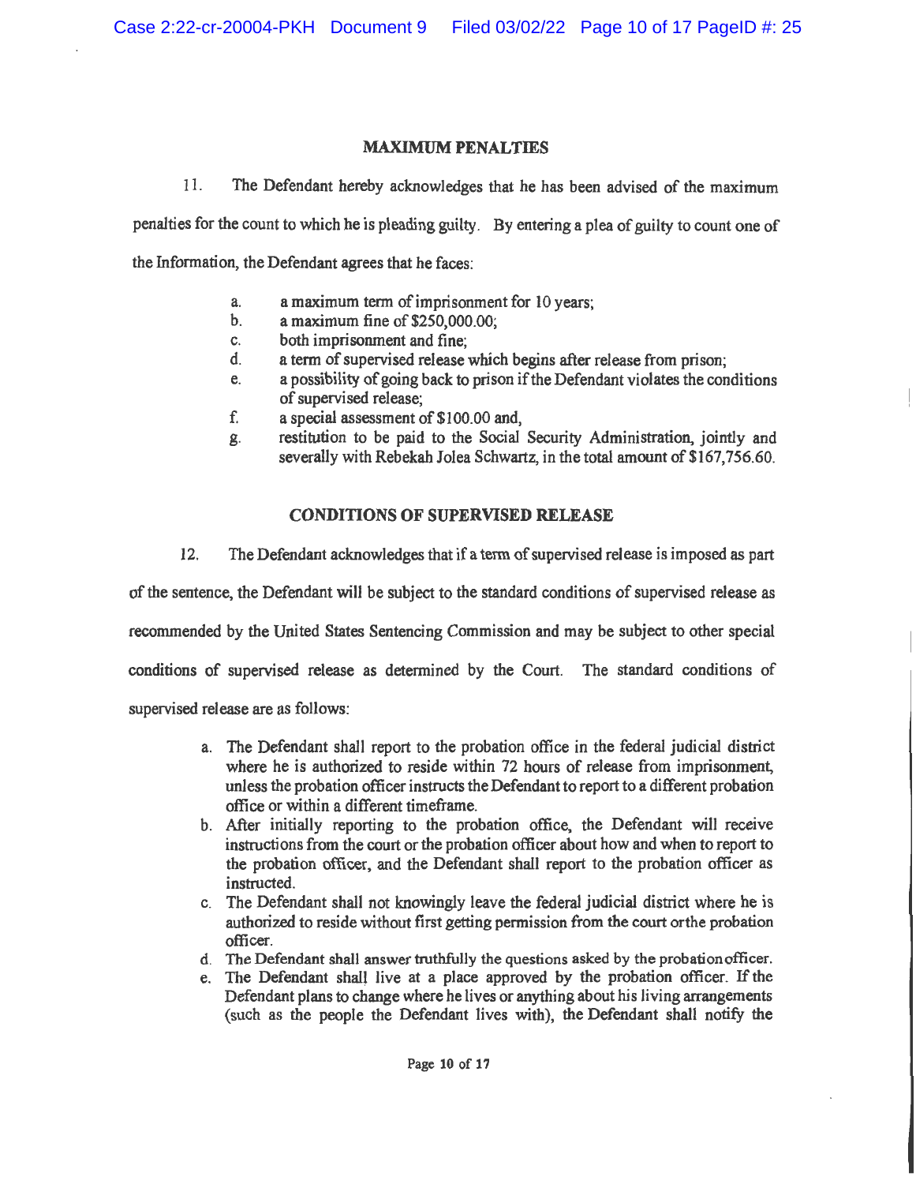## MAXIMUM PENALTIES

11. The Defendant hereby acknowledges that he has been advised of the maximum penalties for the count to which he is pleading guilty. By entering a plea of guilty to count one of the Information, the Defendant agrees that he faces:

a. a maximum term of imprisonment for 10 years;
b. a maximum fine of $250,000.00;
c. both imprisonment and fine;
d. a term of supervised release which begins after release from prison;
e. a possibility of going back to prison if the Defendant violates the conditions of supervised release;
f. a special assessment of $100.00 and,
g. restitution to be paid to the Social Security Administration, jointly and severally with Rebekah Jolea Schwartz, in the total amount of $167,756.60.

## CONDITIONS OF SUPERVISED RELEASE

12. The Defendant acknowledges that if a term of supervised release is imposed as part of the sentence, the Defendant will be subject to the standard conditions of supervised release as recommended by the United States Sentencing Commission and may be subject to other special conditions of supervised release as determined by the Court. The standard conditions of supervised release are as follows:

a. The Defendant shall report to the probation office in the federal judicial district where he is authorized to reside within 72 hours of release from imprisonment, unless the probation officer instructs the Defendant to report to a different probation office or within a different timeframe.
b. After initially reporting to the probation office, the Defendant will receive instructions from the court or the probation officer about how and when to report to the probation officer, and the Defendant shall report to the probation officer as instructed.
c. The Defendant shall not knowingly leave the federal judicial district where he is authorized to reside without first getting permission from the court or the probation officer.
d. The Defendant shall answer truthfully the questions asked by the probation officer.
e. The Defendant shall live at a place approved by the probation officer. If the Defendant plans to change where he lives or anything about his living arrangements (such as the people the Defendant lives with), the Defendant shall notify the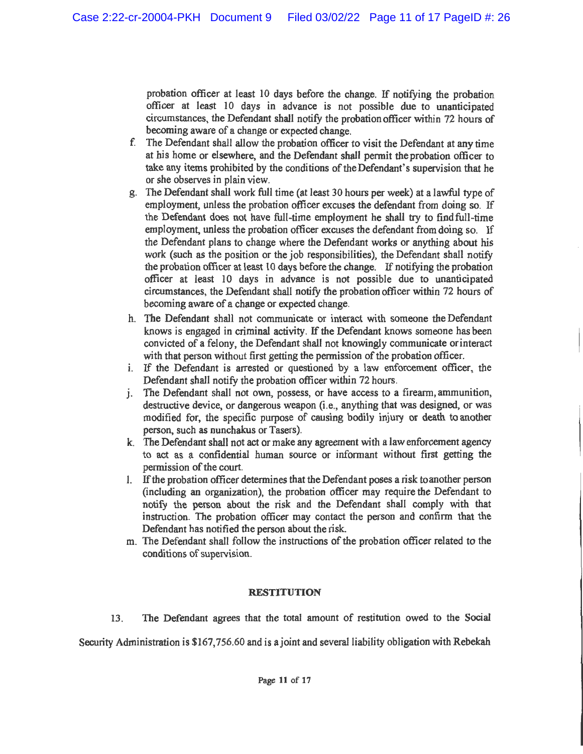probation officer at least 10 days before the change. If notifying the probation officer at least 10 days in advance is not possible due to unanticipated circumstances, the Defendant shall notify the probation officer within 72 hours of becoming aware of a change or expected change.

f. The Defendant shall allow the probation officer to visit the Defendant at any time at his home or elsewhere, and the Defendant shall permit the probation officer to take any items prohibited by the conditions of the Defendant's supervision that he or she observes in plain view.

g. The Defendant shall work full time (at least 30 hours per week) at a lawful type of employment, unless the probation officer excuses the defendant from doing so. If the Defendant does not have full-time employment he shall try to find full-time employment, unless the probation officer excuses the defendant from doing so. If the Defendant plans to change where the Defendant works or anything about his work (such as the position or the job responsibilities), the Defendant shall notify the probation officer at least 10 days before the change. If notifying the probation officer at least 10 days in advance is not possible due to unanticipated circumstances, the Defendant shall notify the probation officer within 72 hours of becoming aware of a change or expected change.

h. The Defendant shall not communicate or interact with someone the Defendant knows is engaged in criminal activity. If the Defendant knows someone has been convicted of a felony, the Defendant shall not knowingly communicate or interact with that person without first getting the permission of the probation officer.

i. If the Defendant is arrested or questioned by a law enforcement officer, the Defendant shall notify the probation officer within 72 hours.

j. The Defendant shall not own, possess, or have access to a firearm, ammunition, destructive device, or dangerous weapon (i.e., anything that was designed, or was modified for, the specific purpose of causing bodily injury or death to another person, such as nunchakus or Tasers).

k. The Defendant shall not act or make any agreement with a law enforcement agency to act as a confidential human source or informant without first getting the permission of the court.

l. If the probation officer determines that the Defendant poses a risk to another person (including an organization), the probation officer may require the Defendant to notify the person about the risk and the Defendant shall comply with that instruction. The probation officer may contact the person and confirm that the Defendant has notified the person about the risk.

m. The Defendant shall follow the instructions of the probation officer related to the conditions of supervision.

**RESTITUTION**

13. The Defendant agrees that the total amount of restitution owed to the Social Security Administration is $167,756.60 and is a joint and several liability obligation with Rebekah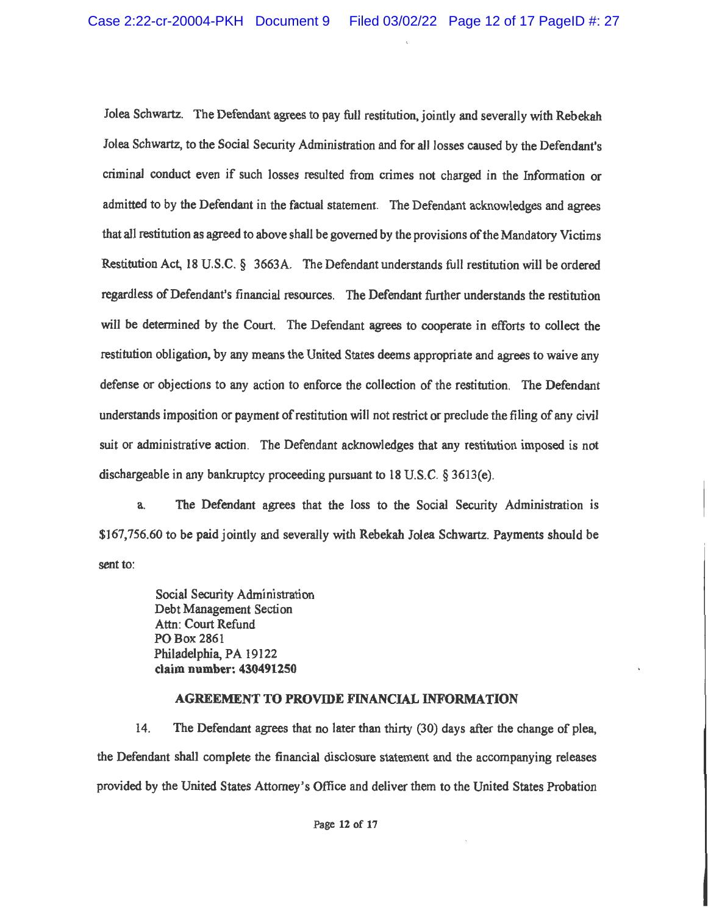Jolea Schwartz. The Defendant agrees to pay full restitution, jointly and severally with Rebekah Jolea Schwartz, to the Social Security Administration and for all losses caused by the Defendant's criminal conduct even if such losses resulted from crimes not charged in the Information or admitted to by the Defendant in the factual statement. The Defendant acknowledges and agrees that all restitution as agreed to above shall be governed by the provisions of the Mandatory Victims Restitution Act, 18 U.S.C. § 3663A. The Defendant understands full restitution will be ordered regardless of Defendant's financial resources. The Defendant further understands the restitution will be determined by the Court. The Defendant agrees to cooperate in efforts to collect the restitution obligation, by any means the United States deems appropriate and agrees to waive any defense or objections to any action to enforce the collection of the restitution. The Defendant understands imposition or payment of restitution will not restrict or preclude the filing of any civil suit or administrative action. The Defendant acknowledges that any restitution imposed is not dischargeable in any bankruptcy proceeding pursuant to 18 U.S.C. § 3613(e).

a. The Defendant agrees that the loss to the Social Security Administration is $167,756.60 to be paid jointly and severally with Rebekah Jolea Schwartz. Payments should be sent to:

Social Security Administration
Debt Management Section
Attn: Court Refund
PO Box 2861
Philadelphia, PA 19122
**claim number: 430491250**

**AGREEMENT TO PROVIDE FINANCIAL INFORMATION**

14. The Defendant agrees that no later than thirty (30) days after the change of plea, the Defendant shall complete the financial disclosure statement and the accompanying releases provided by the United States Attorney's Office and deliver them to the United States Probation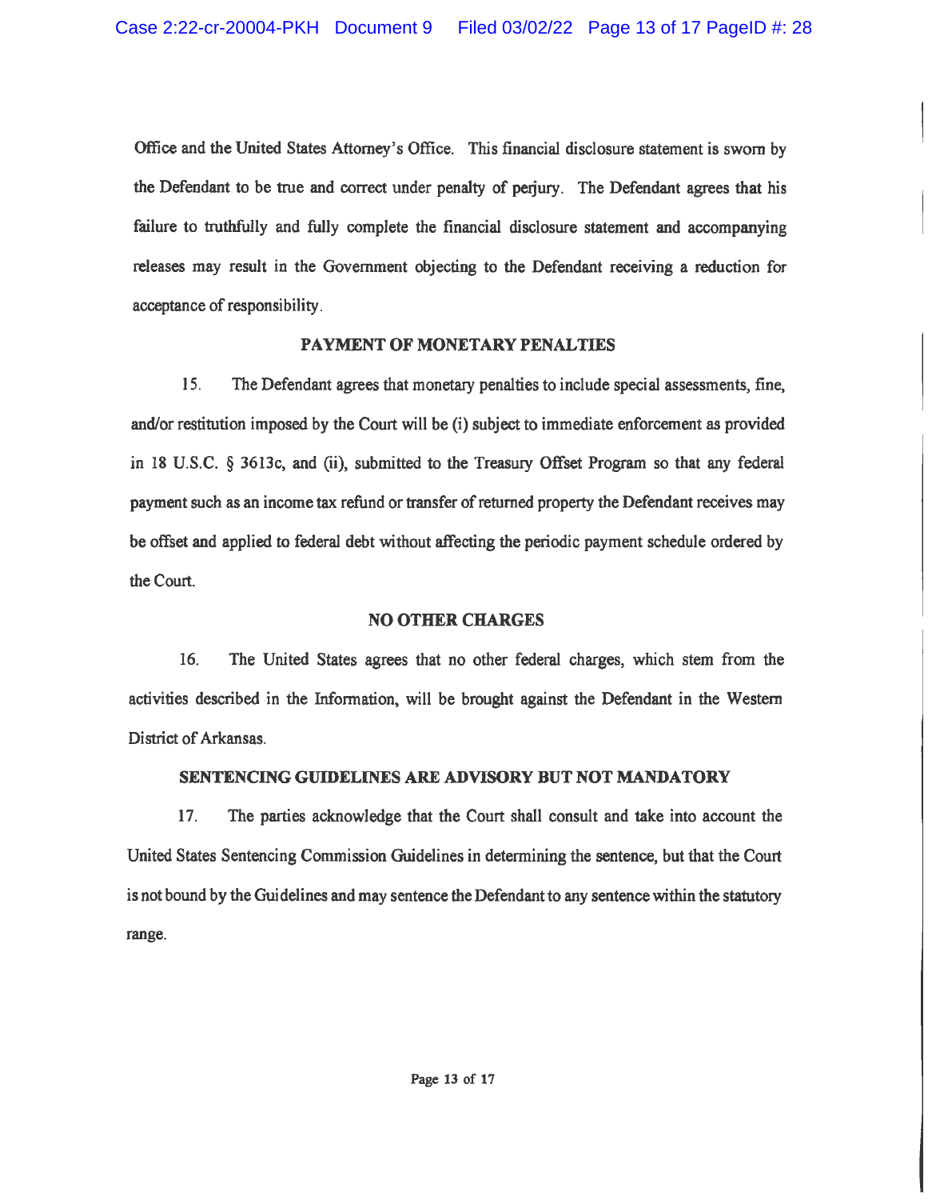Office and the United States Attorney's Office. This financial disclosure statement is sworn by the Defendant to be true and correct under penalty of perjury. The Defendant agrees that his failure to truthfully and fully complete the financial disclosure statement and accompanying releases may result in the Government objecting to the Defendant receiving a reduction for acceptance of responsibility.

## PAYMENT OF MONETARY PENALTIES

15. The Defendant agrees that monetary penalties to include special assessments, fine, and/or restitution imposed by the Court will be (i) subject to immediate enforcement as provided in 18 U.S.C. § 3613c, and (ii), submitted to the Treasury Offset Program so that any federal payment such as an income tax refund or transfer of returned property the Defendant receives may be offset and applied to federal debt without affecting the periodic payment schedule ordered by the Court.

## NO OTHER CHARGES

16. The United States agrees that no other federal charges, which stem from the activities described in the Information, will be brought against the Defendant in the Western District of Arkansas.

## SENTENCING GUIDELINES ARE ADVISORY BUT NOT MANDATORY

17. The parties acknowledge that the Court shall consult and take into account the United States Sentencing Commission Guidelines in determining the sentence, but that the Court is not bound by the Guidelines and may sentence the Defendant to any sentence within the statutory range.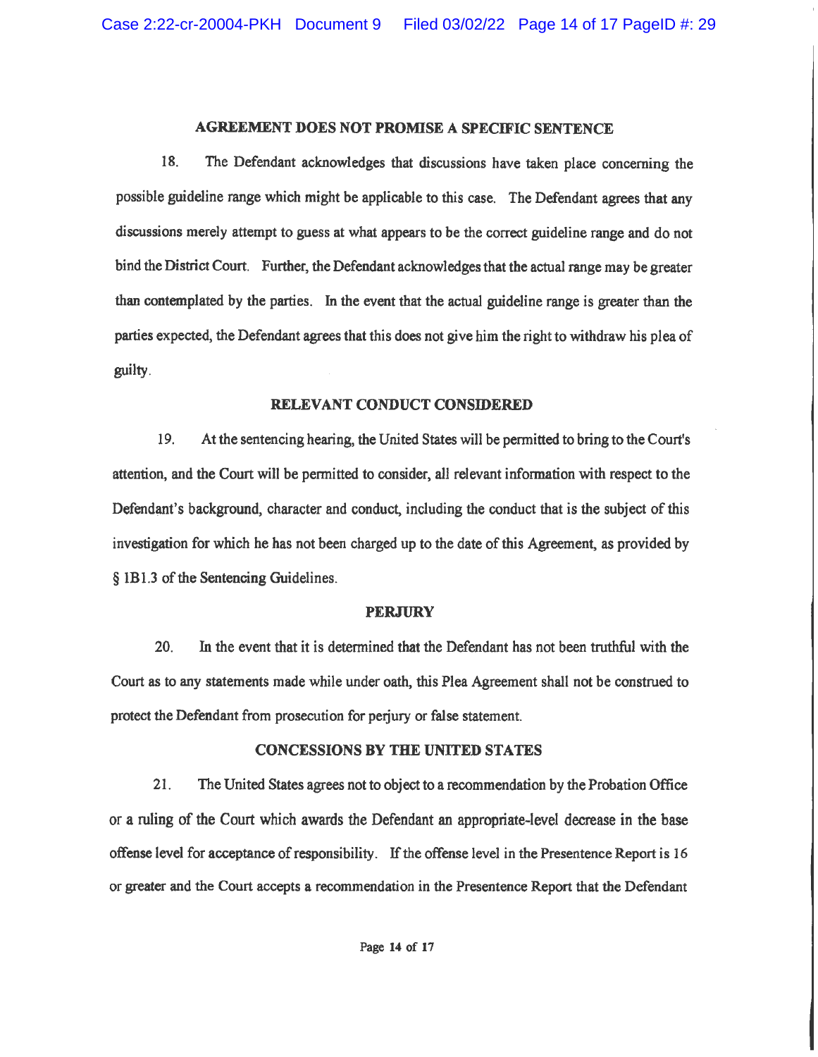## AGREEMENT DOES NOT PROMISE A SPECIFIC SENTENCE

18. The Defendant acknowledges that discussions have taken place concerning the possible guideline range which might be applicable to this case. The Defendant agrees that any discussions merely attempt to guess at what appears to be the correct guideline range and do not bind the District Court. Further, the Defendant acknowledges that the actual range may be greater than contemplated by the parties. In the event that the actual guideline range is greater than the parties expected, the Defendant agrees that this does not give him the right to withdraw his plea of guilty.

## RELEVANT CONDUCT CONSIDERED

19. At the sentencing hearing, the United States will be permitted to bring to the Court's attention, and the Court will be permitted to consider, all relevant information with respect to the Defendant's background, character and conduct, including the conduct that is the subject of this investigation for which he has not been charged up to the date of this Agreement, as provided by § 1B1.3 of the Sentencing Guidelines.

## PERJURY

20. In the event that it is determined that the Defendant has not been truthful with the Court as to any statements made while under oath, this Plea Agreement shall not be construed to protect the Defendant from prosecution for perjury or false statement.

## CONCESSIONS BY THE UNITED STATES

21. The United States agrees not to object to a recommendation by the Probation Office or a ruling of the Court which awards the Defendant an appropriate-level decrease in the base offense level for acceptance of responsibility. If the offense level in the Presentence Report is 16 or greater and the Court accepts a recommendation in the Presentence Report that the Defendant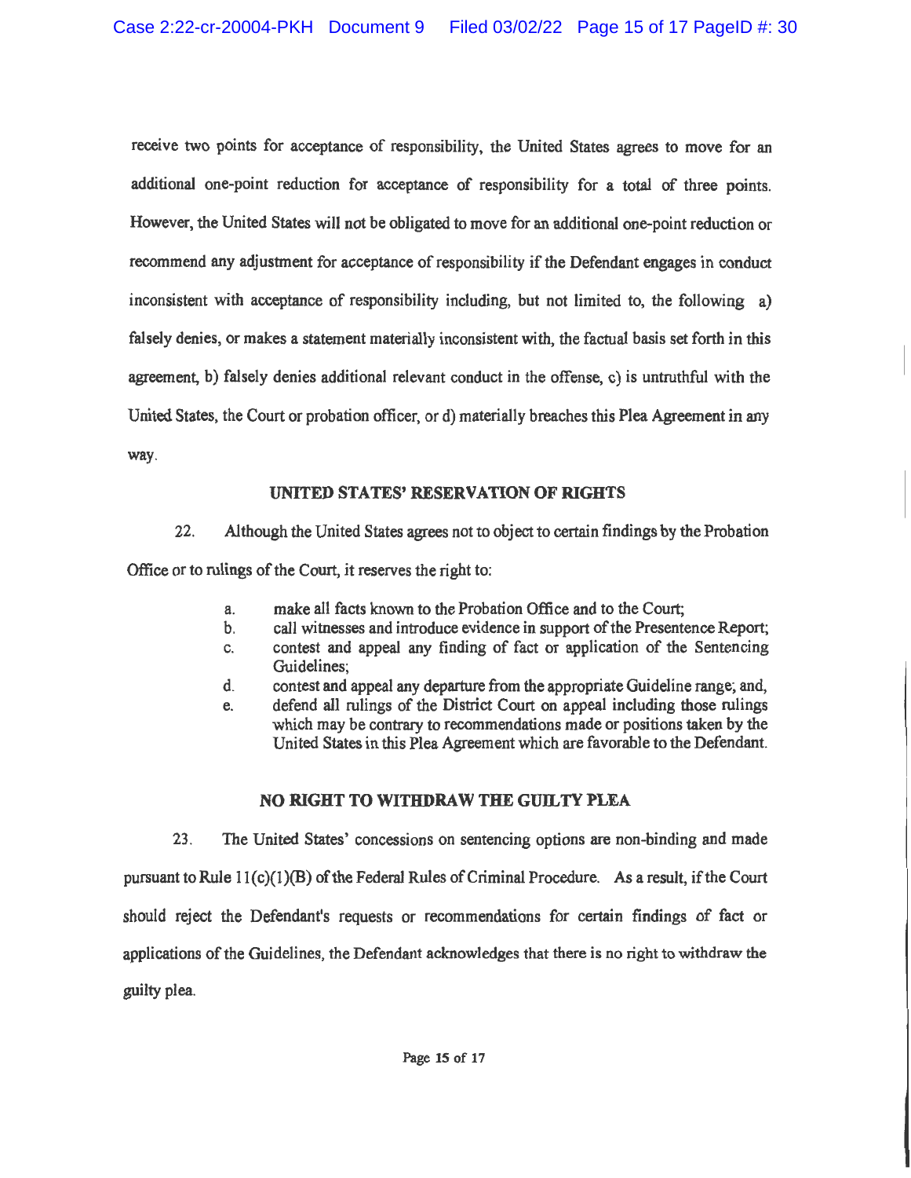receive two points for acceptance of responsibility, the United States agrees to move for an additional one-point reduction for acceptance of responsibility for a total of three points. However, the United States will not be obligated to move for an additional one-point reduction or recommend any adjustment for acceptance of responsibility if the Defendant engages in conduct inconsistent with acceptance of responsibility including, but not limited to, the following a) falsely denies, or makes a statement materially inconsistent with, the factual basis set forth in this agreement, b) falsely denies additional relevant conduct in the offense, c) is untruthful with the United States, the Court or probation officer, or d) materially breaches this Plea Agreement in any way.

## UNITED STATES' RESERVATION OF RIGHTS

22. Although the United States agrees not to object to certain findings by the Probation Office or to rulings of the Court, it reserves the right to:

a. make all facts known to the Probation Office and to the Court;
b. call witnesses and introduce evidence in support of the Presentence Report;
c. contest and appeal any finding of fact or application of the Sentencing Guidelines;
d. contest and appeal any departure from the appropriate Guideline range; and,
e. defend all rulings of the District Court on appeal including those rulings which may be contrary to recommendations made or positions taken by the United States in this Plea Agreement which are favorable to the Defendant.

## NO RIGHT TO WITHDRAW THE GUILTY PLEA

23. The United States' concessions on sentencing options are non-binding and made pursuant to Rule 11(c)(1)(B) of the Federal Rules of Criminal Procedure. As a result, if the Court should reject the Defendant's requests or recommendations for certain findings of fact or applications of the Guidelines, the Defendant acknowledges that there is no right to withdraw the guilty plea.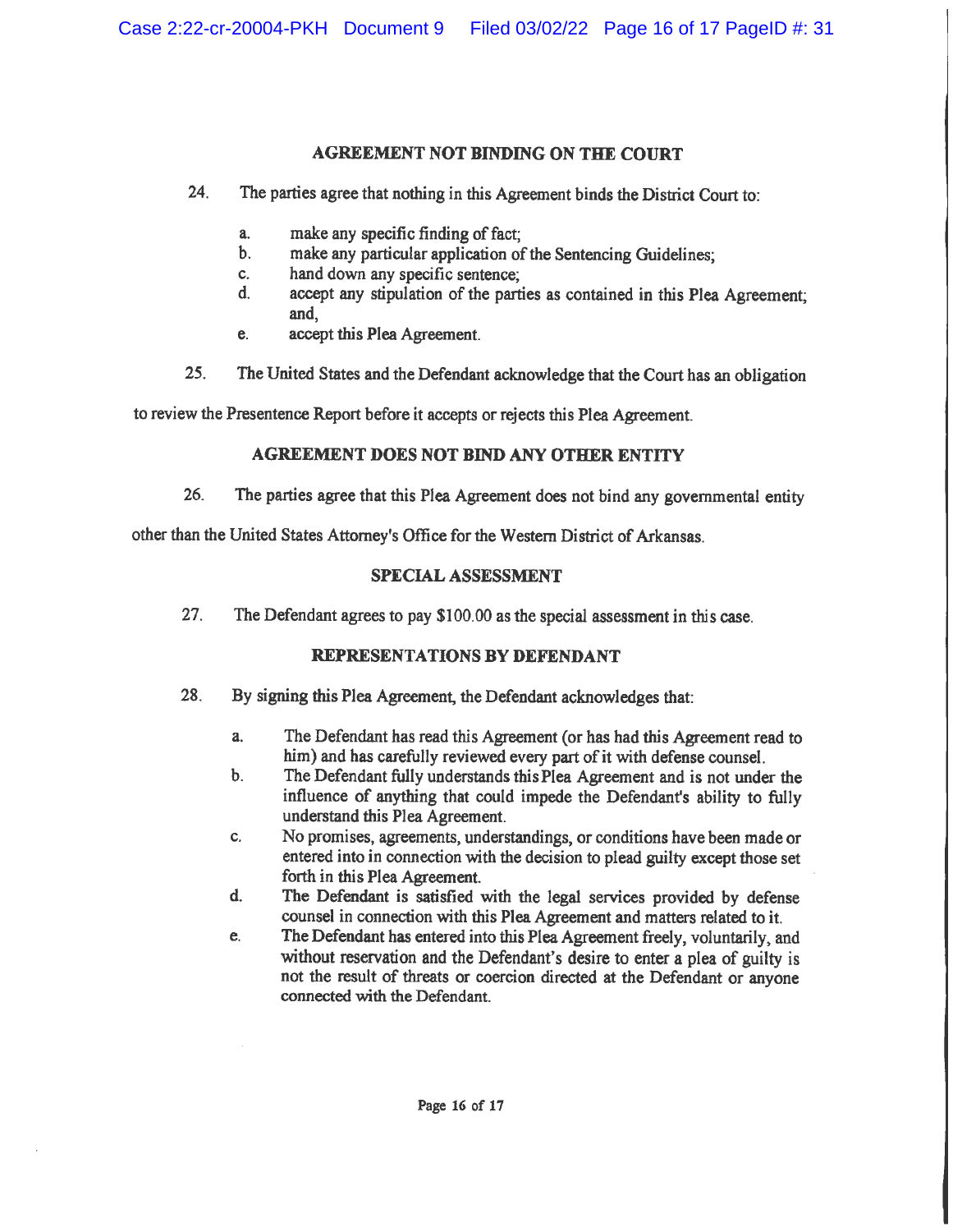## AGREEMENT NOT BINDING ON THE COURT

24. The parties agree that nothing in this Agreement binds the District Court to:

    a. make any specific finding of fact;
    b. make any particular application of the Sentencing Guidelines;
    c. hand down any specific sentence;
    d. accept any stipulation of the parties as contained in this Plea Agreement; and,
    e. accept this Plea Agreement.

25. The United States and the Defendant acknowledge that the Court has an obligation to review the Presentence Report before it accepts or rejects this Plea Agreement.

## AGREEMENT DOES NOT BIND ANY OTHER ENTITY

26. The parties agree that this Plea Agreement does not bind any governmental entity other than the United States Attorney's Office for the Western District of Arkansas.

## SPECIAL ASSESSMENT

27. The Defendant agrees to pay $100.00 as the special assessment in this case.

## REPRESENTATIONS BY DEFENDANT

28. By signing this Plea Agreement, the Defendant acknowledges that:

    a. The Defendant has read this Agreement (or has had this Agreement read to him) and has carefully reviewed every part of it with defense counsel.
    b. The Defendant fully understands this Plea Agreement and is not under the influence of anything that could impede the Defendant's ability to fully understand this Plea Agreement.
    c. No promises, agreements, understandings, or conditions have been made or entered into in connection with the decision to plead guilty except those set forth in this Plea Agreement.
    d. The Defendant is satisfied with the legal services provided by defense counsel in connection with this Plea Agreement and matters related to it.
    e. The Defendant has entered into this Plea Agreement freely, voluntarily, and without reservation and the Defendant's desire to enter a plea of guilty is not the result of threats or coercion directed at the Defendant or anyone connected with the Defendant.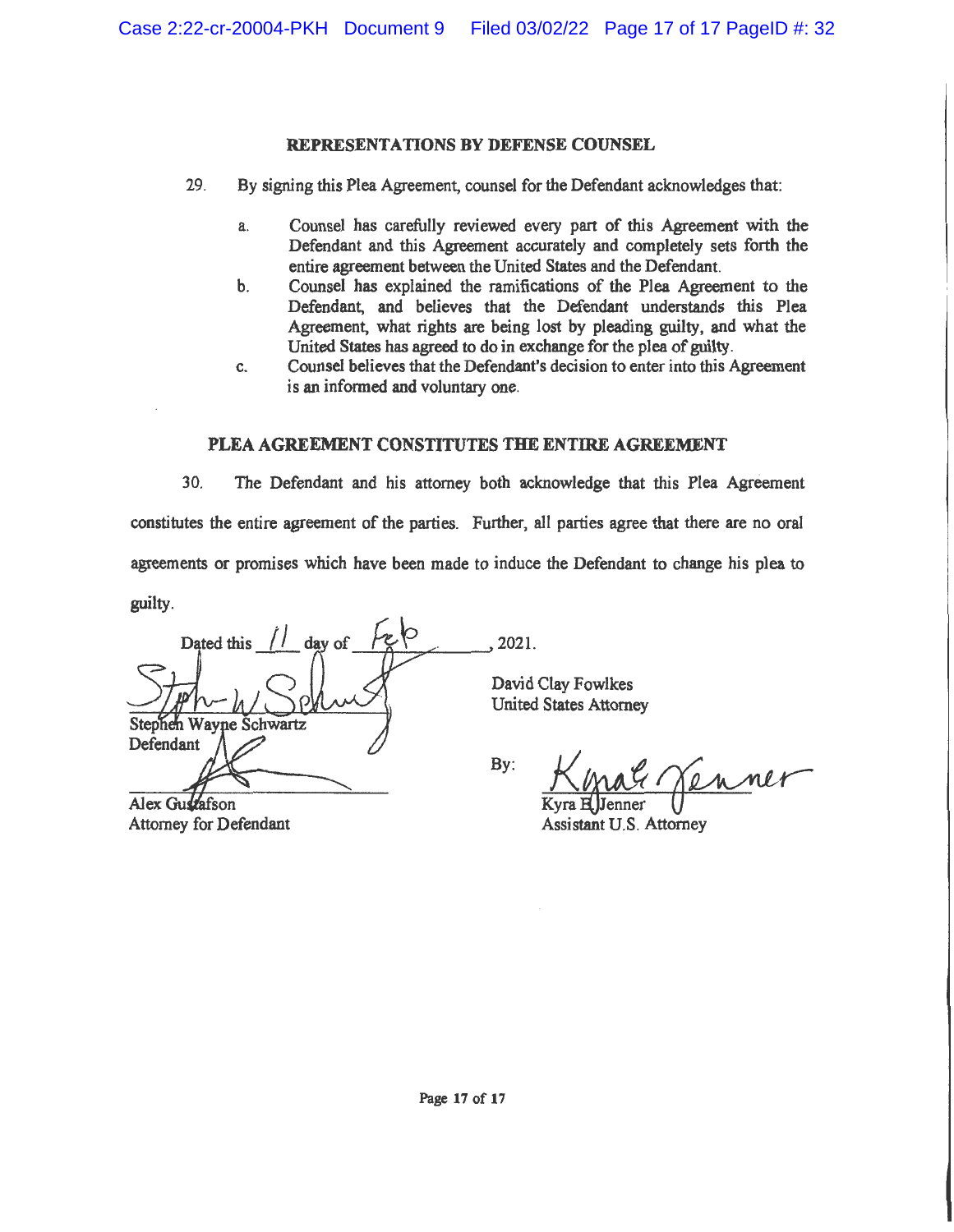## REPRESENTATIONS BY DEFENSE COUNSEL

29. By signing this Plea Agreement, counsel for the Defendant acknowledges that:

   a. Counsel has carefully reviewed every part of this Agreement with the Defendant and this Agreement accurately and completely sets forth the entire agreement between the United States and the Defendant.
   b. Counsel has explained the ramifications of the Plea Agreement to the Defendant, and believes that the Defendant understands this Plea Agreement, what rights are being lost by pleading guilty, and what the United States has agreed to do in exchange for the plea of guilty.
   c. Counsel believes that the Defendant's decision to enter into this Agreement is an informed and voluntary one.

## PLEA AGREEMENT CONSTITUTES THE ENTIRE AGREEMENT

30. The Defendant and his attorney both acknowledge that this Plea Agreement constitutes the entire agreement of the parties. Further, all parties agree that there are no oral agreements or promises which have been made to induce the Defendant to change his plea to guilty.

Dated this 11 day of Feb, 2021.

Stephen Wayne Schwartz
Defendant

Alex Gustafson
Attorney for Defendant

David Clay Fowlkes
United States Attorney

By:

Kyra E. Jenner
Assistant U.S. Attorney